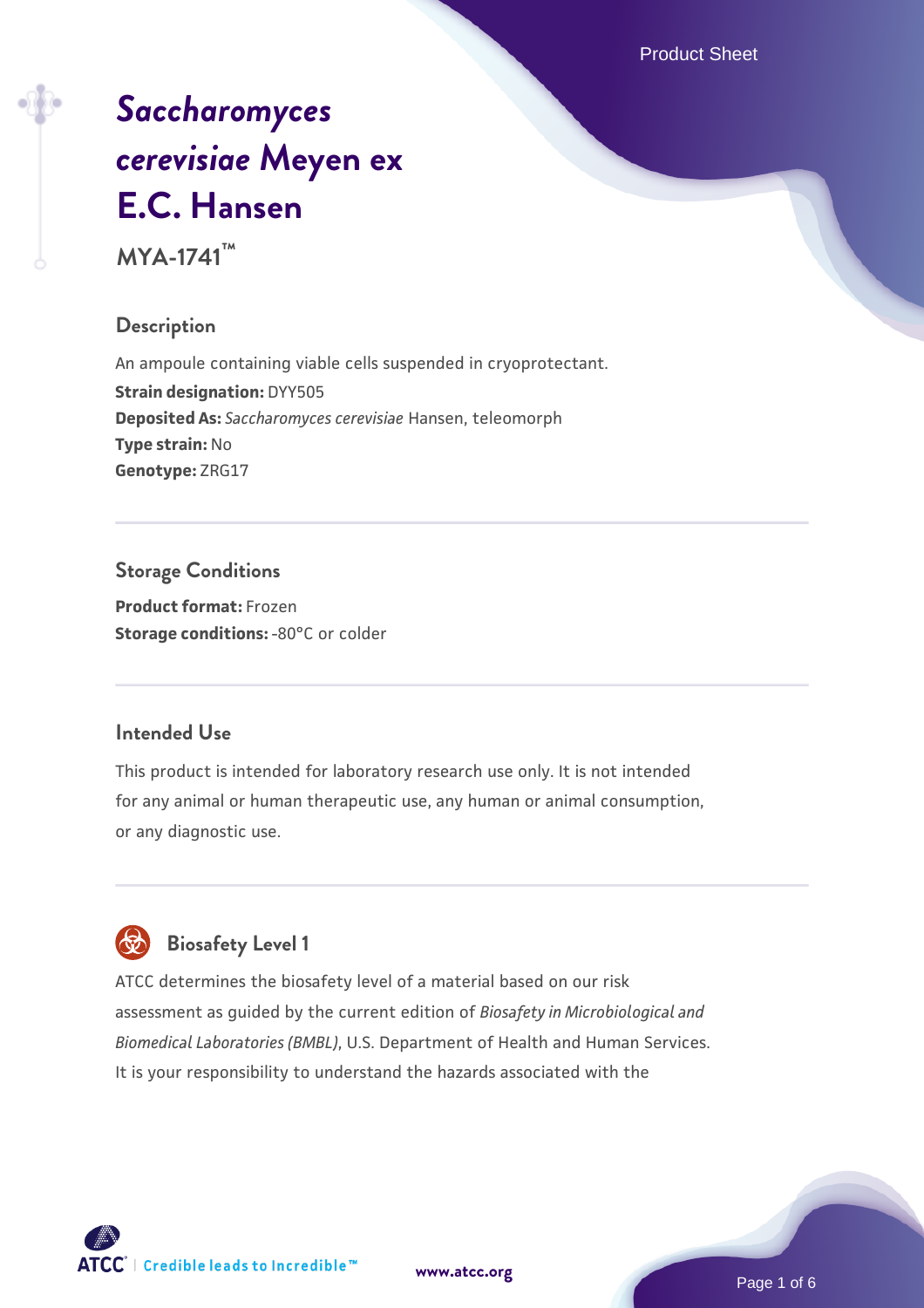# *Saccharomyces cerevisiae* Meyen ex E.C. Hansen

**MYA-1741™**

## Description

An ampoule containing viable cells suspended in cryoprotectant.

**Strain designation:** DYY505

**Deposited As:** *Saccharomyces cerevisiae* Hansen, teleomorph

**Type strain:** No

**Genotype:** ZRG17

## Storage Conditions

**Product format:** Frozen

**Storage conditions:** -80°C or colder

## Intended Use

This product is intended for laboratory research use only. It is not intended for any animal or human therapeutic use, any human or animal consumption, or any diagnostic use.

## Biosafety Level 1

ATCC determines the biosafety level of a material based on our risk assessment as guided by the current edition of *Biosafety in Microbiological and Biomedical Laboratories (BMBL)*, U.S. Department of Health and Human Services. It is your responsibility to understand the hazards associated with the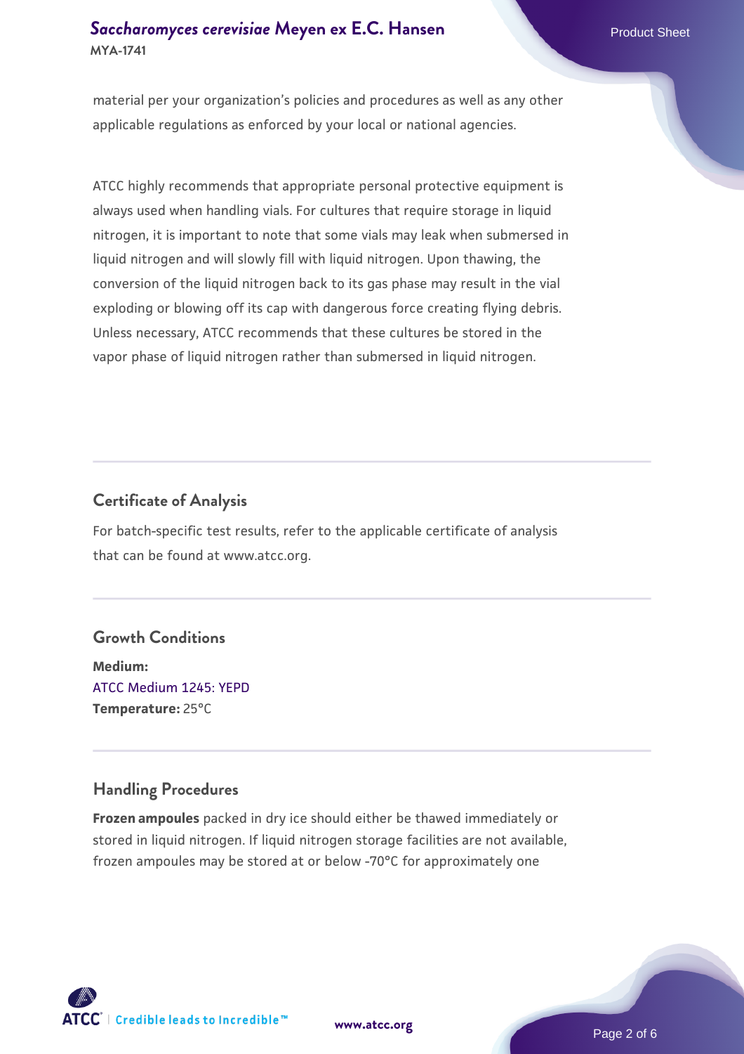material per your organization's policies and procedures as well as any other applicable regulations as enforced by your local or national agencies.

ATCC highly recommends that appropriate personal protective equipment is always used when handling vials. For cultures that require storage in liquid nitrogen, it is important to note that some vials may leak when submersed in liquid nitrogen and will slowly fill with liquid nitrogen. Upon thawing, the conversion of the liquid nitrogen back to its gas phase may result in the vial exploding or blowing off its cap with dangerous force creating flying debris. Unless necessary, ATCC recommends that these cultures be stored in the vapor phase of liquid nitrogen rather than submersed in liquid nitrogen.

## Certificate of Analysis

For batch-specific test results, refer to the applicable certificate of analysis that can be found at www.atcc.org.

## Growth Conditions

**Medium:**
ATCC Medium 1245: YEPD
**Temperature:** 25°C

## Handling Procedures

**Frozen ampoules** packed in dry ice should either be thawed immediately or stored in liquid nitrogen. If liquid nitrogen storage facilities are not available, frozen ampoules may be stored at or below -70°C for approximately one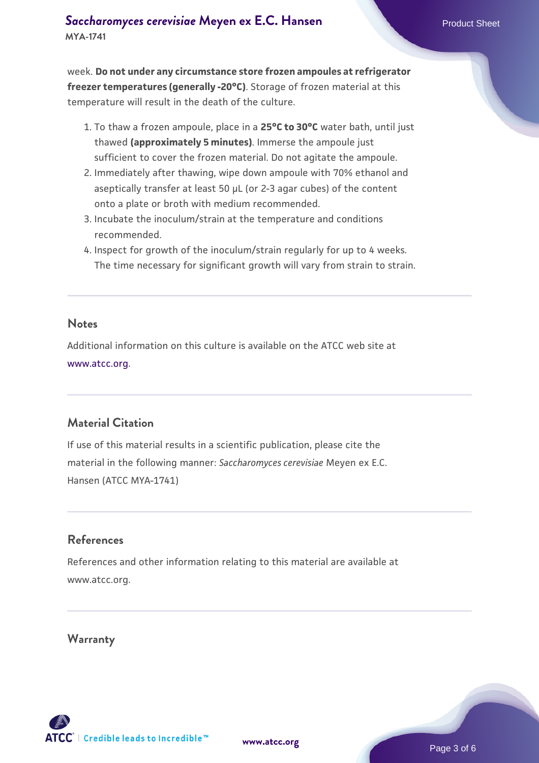week. **Do not under any circumstance store frozen ampoules at refrigerator freezer temperatures (generally -20°C)**. Storage of frozen material at this temperature will result in the death of the culture.

1. To thaw a frozen ampoule, place in a **25°C to 30°C** water bath, until just thawed **(approximately 5 minutes)**. Immerse the ampoule just sufficient to cover the frozen material. Do not agitate the ampoule.
2. Immediately after thawing, wipe down ampoule with 70% ethanol and aseptically transfer at least 50 µL (or 2-3 agar cubes) of the content onto a plate or broth with medium recommended.
3. Incubate the inoculum/strain at the temperature and conditions recommended.
4. Inspect for growth of the inoculum/strain regularly for up to 4 weeks. The time necessary for significant growth will vary from strain to strain.

## Notes

Additional information on this culture is available on the ATCC web site at www.atcc.org.

## Material Citation

If use of this material results in a scientific publication, please cite the material in the following manner: *Saccharomyces cerevisiae* Meyen ex E.C. Hansen (ATCC MYA-1741)

## References

References and other information relating to this material are available at www.atcc.org.

## Warranty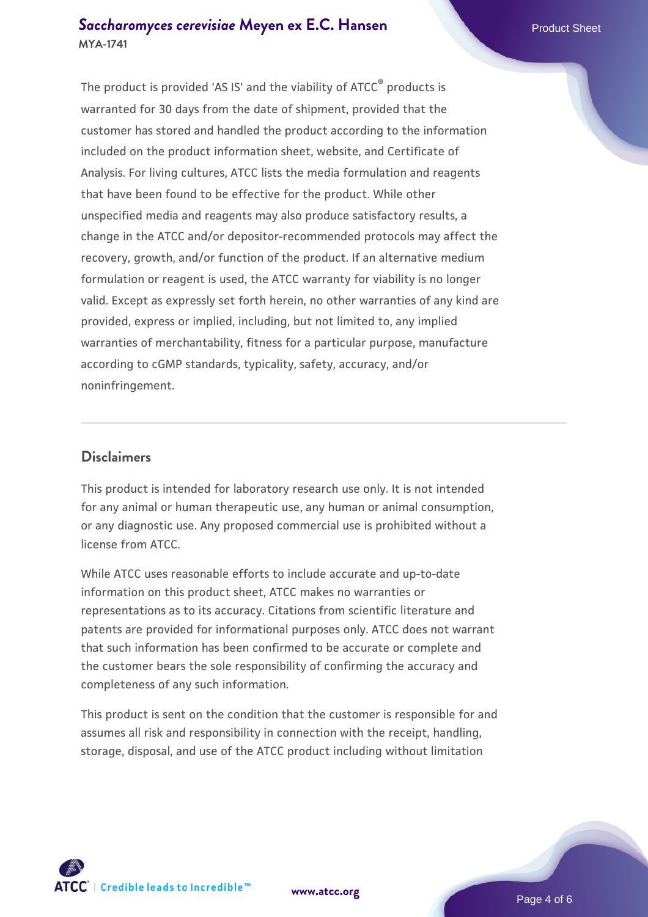The product is provided 'AS IS' and the viability of ATCC® products is warranted for 30 days from the date of shipment, provided that the customer has stored and handled the product according to the information included on the product information sheet, website, and Certificate of Analysis. For living cultures, ATCC lists the media formulation and reagents that have been found to be effective for the product. While other unspecified media and reagents may also produce satisfactory results, a change in the ATCC and/or depositor-recommended protocols may affect the recovery, growth, and/or function of the product. If an alternative medium formulation or reagent is used, the ATCC warranty for viability is no longer valid. Except as expressly set forth herein, no other warranties of any kind are provided, express or implied, including, but not limited to, any implied warranties of merchantability, fitness for a particular purpose, manufacture according to cGMP standards, typicality, safety, accuracy, and/or noninfringement.

## Disclaimers

This product is intended for laboratory research use only. It is not intended for any animal or human therapeutic use, any human or animal consumption, or any diagnostic use. Any proposed commercial use is prohibited without a license from ATCC.

While ATCC uses reasonable efforts to include accurate and up-to-date information on this product sheet, ATCC makes no warranties or representations as to its accuracy. Citations from scientific literature and patents are provided for informational purposes only. ATCC does not warrant that such information has been confirmed to be accurate or complete and the customer bears the sole responsibility of confirming the accuracy and completeness of any such information.

This product is sent on the condition that the customer is responsible for and assumes all risk and responsibility in connection with the receipt, handling, storage, disposal, and use of the ATCC product including without limitation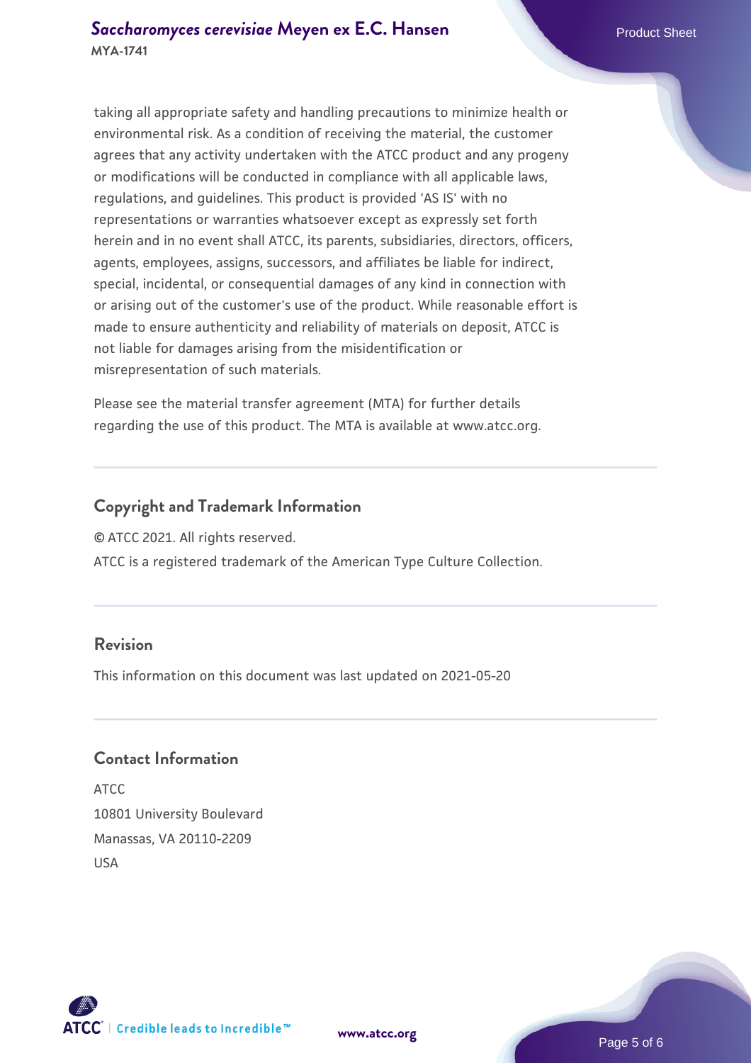taking all appropriate safety and handling precautions to minimize health or environmental risk. As a condition of receiving the material, the customer agrees that any activity undertaken with the ATCC product and any progeny or modifications will be conducted in compliance with all applicable laws, regulations, and guidelines. This product is provided 'AS IS' with no representations or warranties whatsoever except as expressly set forth herein and in no event shall ATCC, its parents, subsidiaries, directors, officers, agents, employees, assigns, successors, and affiliates be liable for indirect, special, incidental, or consequential damages of any kind in connection with or arising out of the customer's use of the product. While reasonable effort is made to ensure authenticity and reliability of materials on deposit, ATCC is not liable for damages arising from the misidentification or misrepresentation of such materials.

Please see the material transfer agreement (MTA) for further details regarding the use of this product. The MTA is available at www.atcc.org.

## Copyright and Trademark Information

© ATCC 2021. All rights reserved.
ATCC is a registered trademark of the American Type Culture Collection.

## Revision

This information on this document was last updated on 2021-05-20

## Contact Information

ATCC
10801 University Boulevard
Manassas, VA 20110-2209
USA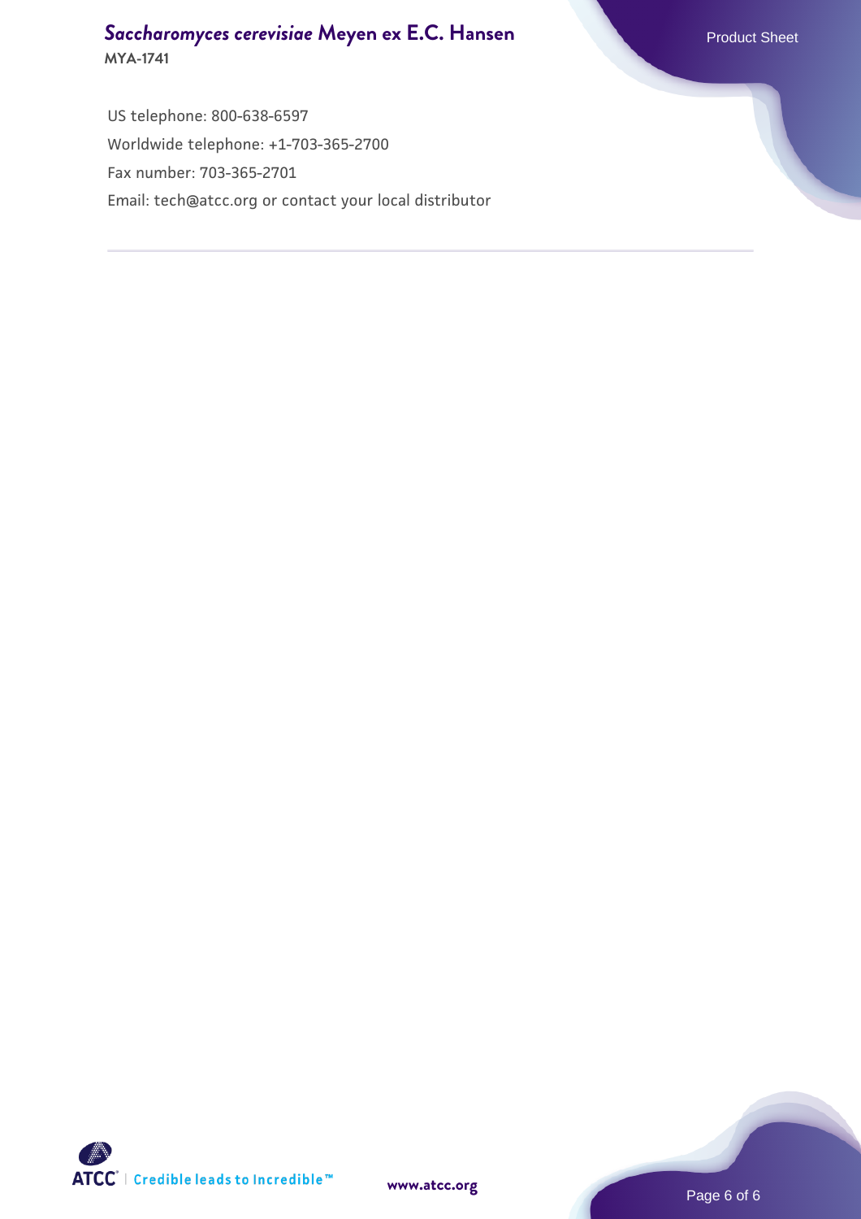US telephone: 800-638-6597

Worldwide telephone: +1-703-365-2700

Fax number: 703-365-2701

Email: tech@atcc.org or contact your local distributor